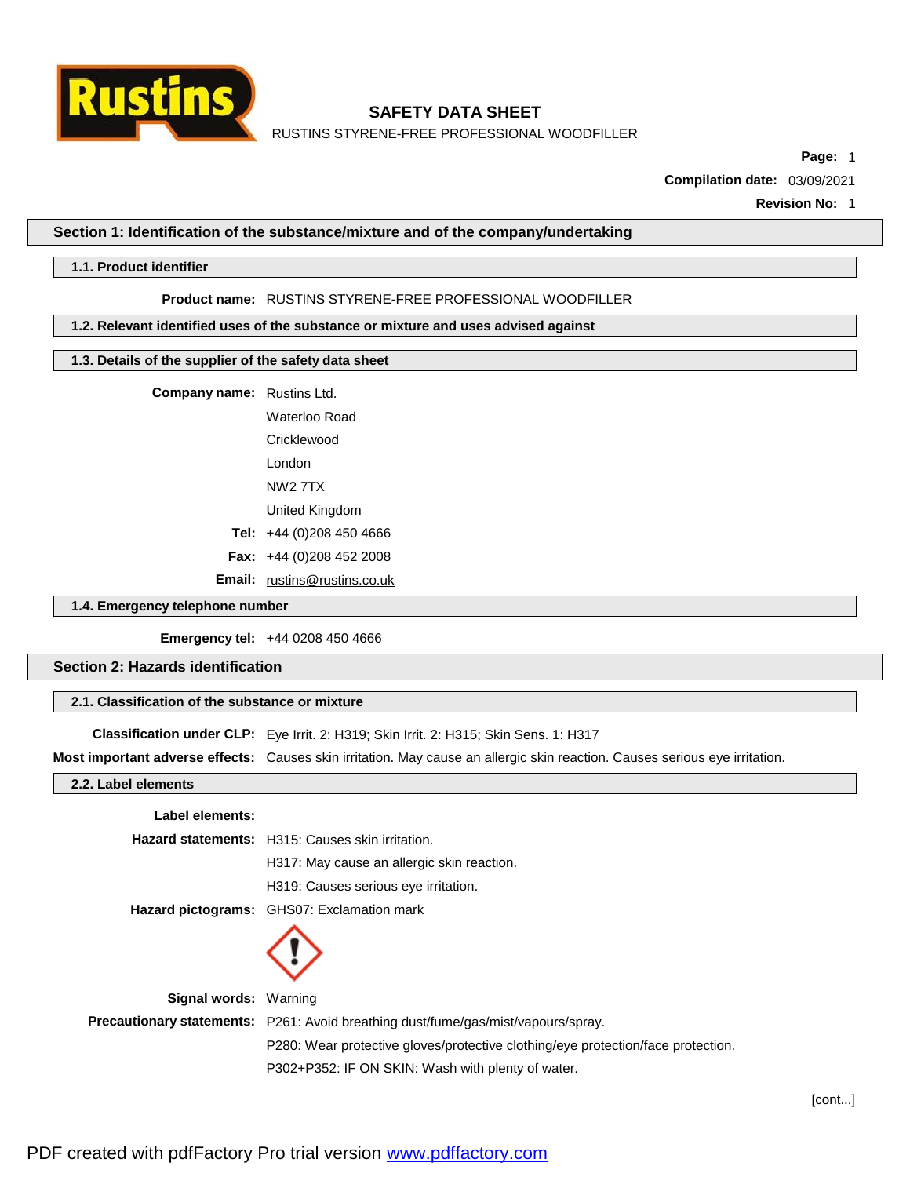# SAFETY DATA SHEET

RUSTINS STYRENE-FREE PROFESSIONAL WOODFILLER

**Compilation date:** 03/09/2021

**Revision No:** 1

## Section 1: Identification of the substance/mixture and of the company/undertaking

### 1.1. Product identifier

**Product name:** RUSTINS STYRENE-FREE PROFESSIONAL WOODFILLER

### 1.2. Relevant identified uses of the substance or mixture and uses advised against

### 1.3. Details of the supplier of the safety data sheet

**Company name:** Rustins Ltd.
Waterloo Road
Cricklewood
London
NW2 7TX
United Kingdom

**Tel:** +44 (0)208 450 4666

**Fax:** +44 (0)208 452 2008

**Email:** rustins@rustins.co.uk

### 1.4. Emergency telephone number

**Emergency tel:** +44 0208 450 4666

## Section 2: Hazards identification

### 2.1. Classification of the substance or mixture

**Classification under CLP:** Eye Irrit. 2: H319; Skin Irrit. 2: H315; Skin Sens. 1: H317

**Most important adverse effects:** Causes skin irritation. May cause an allergic skin reaction. Causes serious eye irritation.

### 2.2. Label elements

**Label elements:**

**Hazard statements:** H315: Causes skin irritation.
H317: May cause an allergic skin reaction.
H319: Causes serious eye irritation.

**Hazard pictograms:** GHS07: Exclamation mark

**Signal words:** Warning

**Precautionary statements:** P261: Avoid breathing dust/fume/gas/mist/vapours/spray.
P280: Wear protective gloves/protective clothing/eye protection/face protection.
P302+P352: IF ON SKIN: Wash with plenty of water.

[cont...]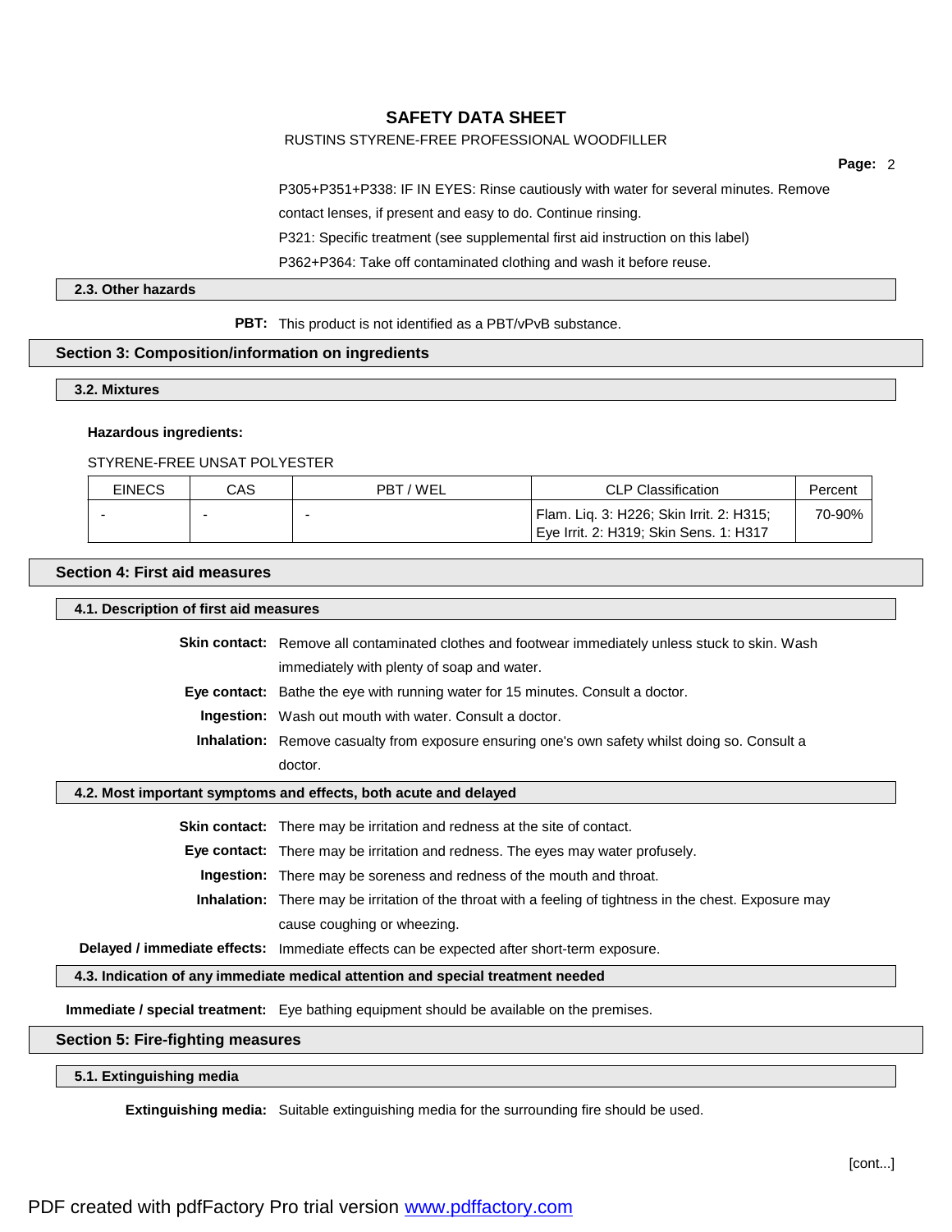P305+P351+P338: IF IN EYES: Rinse cautiously with water for several minutes. Remove contact lenses, if present and easy to do. Continue rinsing.

P321: Specific treatment (see supplemental first aid instruction on this label)

P362+P364: Take off contaminated clothing and wash it before reuse.

### 2.3. Other hazards

**PBT:** This product is not identified as a PBT/vPvB substance.

## Section 3: Composition/information on ingredients

### 3.2. Mixtures

**Hazardous ingredients:**

STYRENE-FREE UNSAT POLYESTER

| EINECS | CAS | PBT / WEL | CLP Classification | Percent |
|---|---|---|---|---|
| - | - | - | Flam. Liq. 3: H226; Skin Irrit. 2: H315; Eye Irrit. 2: H319; Skin Sens. 1: H317 | 70-90% |

## Section 4: First aid measures

### 4.1. Description of first aid measures

**Skin contact:** Remove all contaminated clothes and footwear immediately unless stuck to skin. Wash immediately with plenty of soap and water.

**Eye contact:** Bathe the eye with running water for 15 minutes. Consult a doctor.

**Ingestion:** Wash out mouth with water. Consult a doctor.

**Inhalation:** Remove casualty from exposure ensuring one's own safety whilst doing so. Consult a doctor.

### 4.2. Most important symptoms and effects, both acute and delayed

**Skin contact:** There may be irritation and redness at the site of contact.

**Eye contact:** There may be irritation and redness. The eyes may water profusely.

**Ingestion:** There may be soreness and redness of the mouth and throat.

**Inhalation:** There may be irritation of the throat with a feeling of tightness in the chest. Exposure may cause coughing or wheezing.

**Delayed / immediate effects:** Immediate effects can be expected after short-term exposure.

### 4.3. Indication of any immediate medical attention and special treatment needed

**Immediate / special treatment:** Eye bathing equipment should be available on the premises.

## Section 5: Fire-fighting measures

### 5.1. Extinguishing media

**Extinguishing media:** Suitable extinguishing media for the surrounding fire should be used.

[cont...]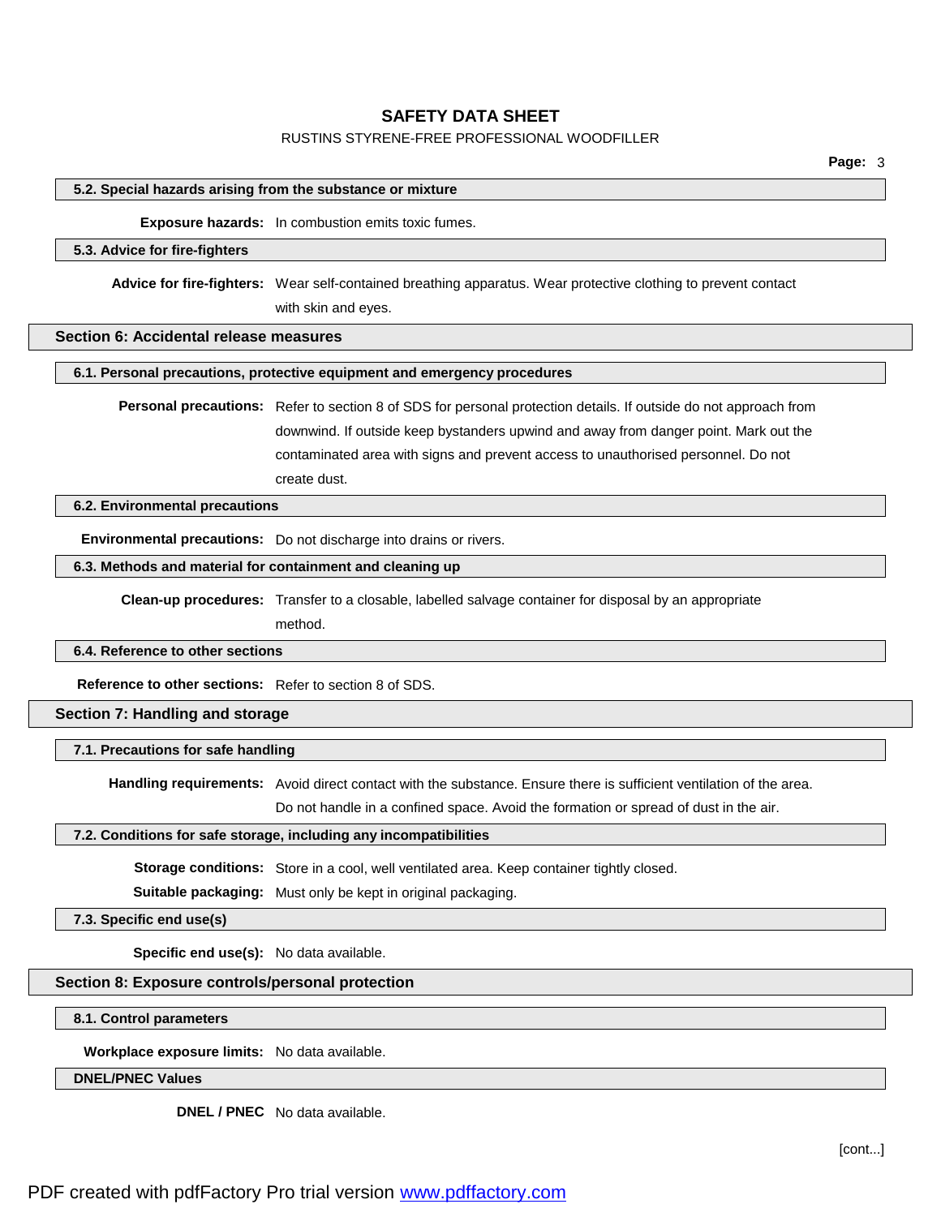### 5.2. Special hazards arising from the substance or mixture

**Exposure hazards:** In combustion emits toxic fumes.

### 5.3. Advice for fire-fighters

**Advice for fire-fighters:** Wear self-contained breathing apparatus. Wear protective clothing to prevent contact with skin and eyes.

## Section 6: Accidental release measures

### 6.1. Personal precautions, protective equipment and emergency procedures

**Personal precautions:** Refer to section 8 of SDS for personal protection details. If outside do not approach from downwind. If outside keep bystanders upwind and away from danger point. Mark out the contaminated area with signs and prevent access to unauthorised personnel. Do not create dust.

### 6.2. Environmental precautions

**Environmental precautions:** Do not discharge into drains or rivers.

### 6.3. Methods and material for containment and cleaning up

**Clean-up procedures:** Transfer to a closable, labelled salvage container for disposal by an appropriate method.

### 6.4. Reference to other sections

**Reference to other sections:** Refer to section 8 of SDS.

## Section 7: Handling and storage

### 7.1. Precautions for safe handling

**Handling requirements:** Avoid direct contact with the substance. Ensure there is sufficient ventilation of the area. Do not handle in a confined space. Avoid the formation or spread of dust in the air.

### 7.2. Conditions for safe storage, including any incompatibilities

**Storage conditions:** Store in a cool, well ventilated area. Keep container tightly closed.

**Suitable packaging:** Must only be kept in original packaging.

### 7.3. Specific end use(s)

**Specific end use(s):** No data available.

## Section 8: Exposure controls/personal protection

### 8.1. Control parameters

**Workplace exposure limits:** No data available.

### DNEL/PNEC Values

**DNEL / PNEC** No data available.

[cont...]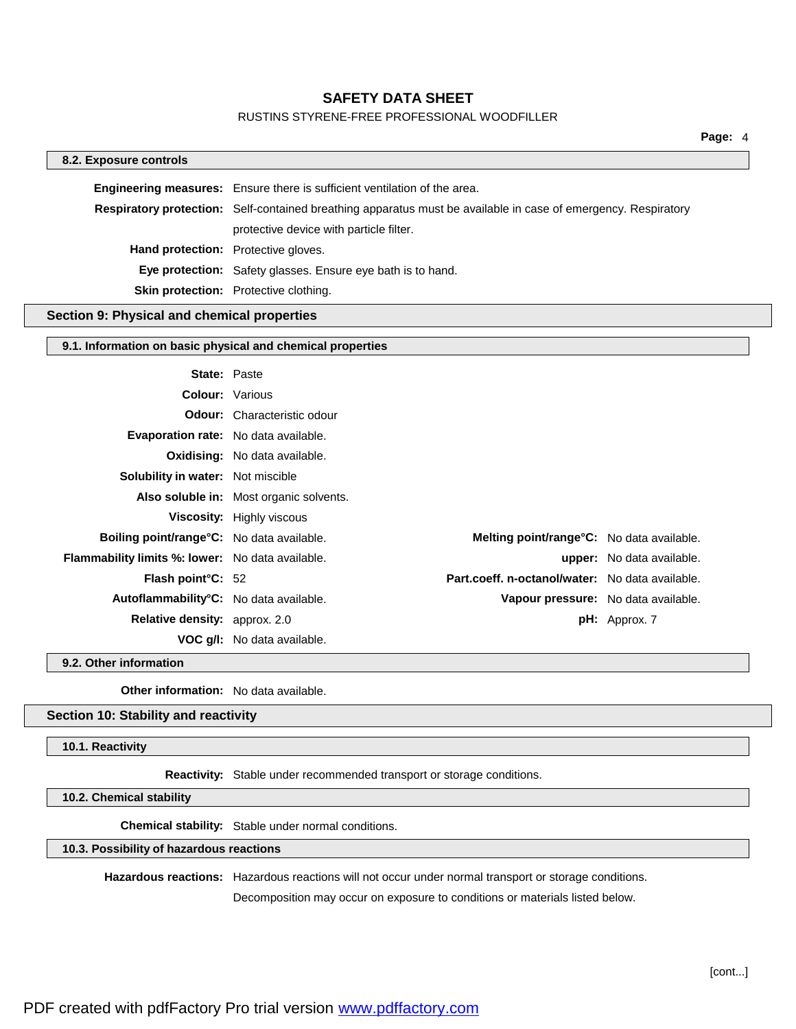### 8.2. Exposure controls

**Engineering measures:** Ensure there is sufficient ventilation of the area.

**Respiratory protection:** Self-contained breathing apparatus must be available in case of emergency. Respiratory protective device with particle filter.

**Hand protection:** Protective gloves.

**Eye protection:** Safety glasses. Ensure eye bath is to hand.

**Skin protection:** Protective clothing.

## Section 9: Physical and chemical properties

### 9.1. Information on basic physical and chemical properties

**State:** Paste

**Colour:** Various

**Odour:** Characteristic odour

**Evaporation rate:** No data available.

**Oxidising:** No data available.

**Solubility in water:** Not miscible

**Also soluble in:** Most organic solvents.

**Viscosity:** Highly viscous

| | | | |
|---|---|---|---|
| **Boiling point/range°C:** | No data available. | **Melting point/range°C:** | No data available. |
| **Flammability limits %: lower:** | No data available. | **upper:** | No data available. |
| **Flash point°C:** | 52 | **Part.coeff. n-octanol/water:** | No data available. |
| **Autoflammability°C:** | No data available. | **Vapour pressure:** | No data available. |
| **Relative density:** | approx. 2.0 | **pH:** | Approx. 7 |
| **VOC g/l:** | No data available. | | |

### 9.2. Other information

**Other information:** No data available.

## Section 10: Stability and reactivity

### 10.1. Reactivity

**Reactivity:** Stable under recommended transport or storage conditions.

### 10.2. Chemical stability

**Chemical stability:** Stable under normal conditions.

### 10.3. Possibility of hazardous reactions

**Hazardous reactions:** Hazardous reactions will not occur under normal transport or storage conditions. Decomposition may occur on exposure to conditions or materials listed below.

[cont...]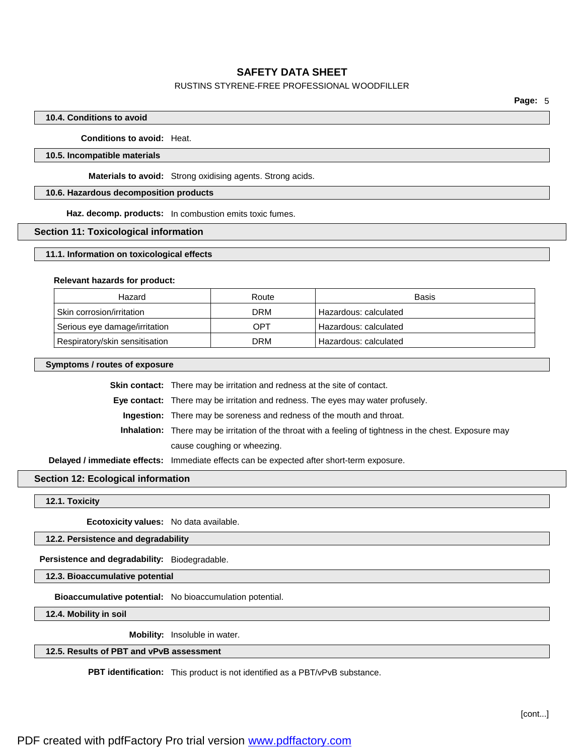### 10.4. Conditions to avoid

**Conditions to avoid:** Heat.

### 10.5. Incompatible materials

**Materials to avoid:** Strong oxidising agents. Strong acids.

### 10.6. Hazardous decomposition products

**Haz. decomp. products:** In combustion emits toxic fumes.

## Section 11: Toxicological information

### 11.1. Information on toxicological effects

**Relevant hazards for product:**

| Hazard | Route | Basis |
|---|---|---|
| Skin corrosion/irritation | DRM | Hazardous: calculated |
| Serious eye damage/irritation | OPT | Hazardous: calculated |
| Respiratory/skin sensitisation | DRM | Hazardous: calculated |

### Symptoms / routes of exposure

**Skin contact:** There may be irritation and redness at the site of contact.

**Eye contact:** There may be irritation and redness. The eyes may water profusely.

**Ingestion:** There may be soreness and redness of the mouth and throat.

**Inhalation:** There may be irritation of the throat with a feeling of tightness in the chest. Exposure may cause coughing or wheezing.

**Delayed / immediate effects:** Immediate effects can be expected after short-term exposure.

## Section 12: Ecological information

### 12.1. Toxicity

**Ecotoxicity values:** No data available.

### 12.2. Persistence and degradability

**Persistence and degradability:** Biodegradable.

### 12.3. Bioaccumulative potential

**Bioaccumulative potential:** No bioaccumulation potential.

### 12.4. Mobility in soil

**Mobility:** Insoluble in water.

### 12.5. Results of PBT and vPvB assessment

**PBT identification:** This product is not identified as a PBT/vPvB substance.

[cont...]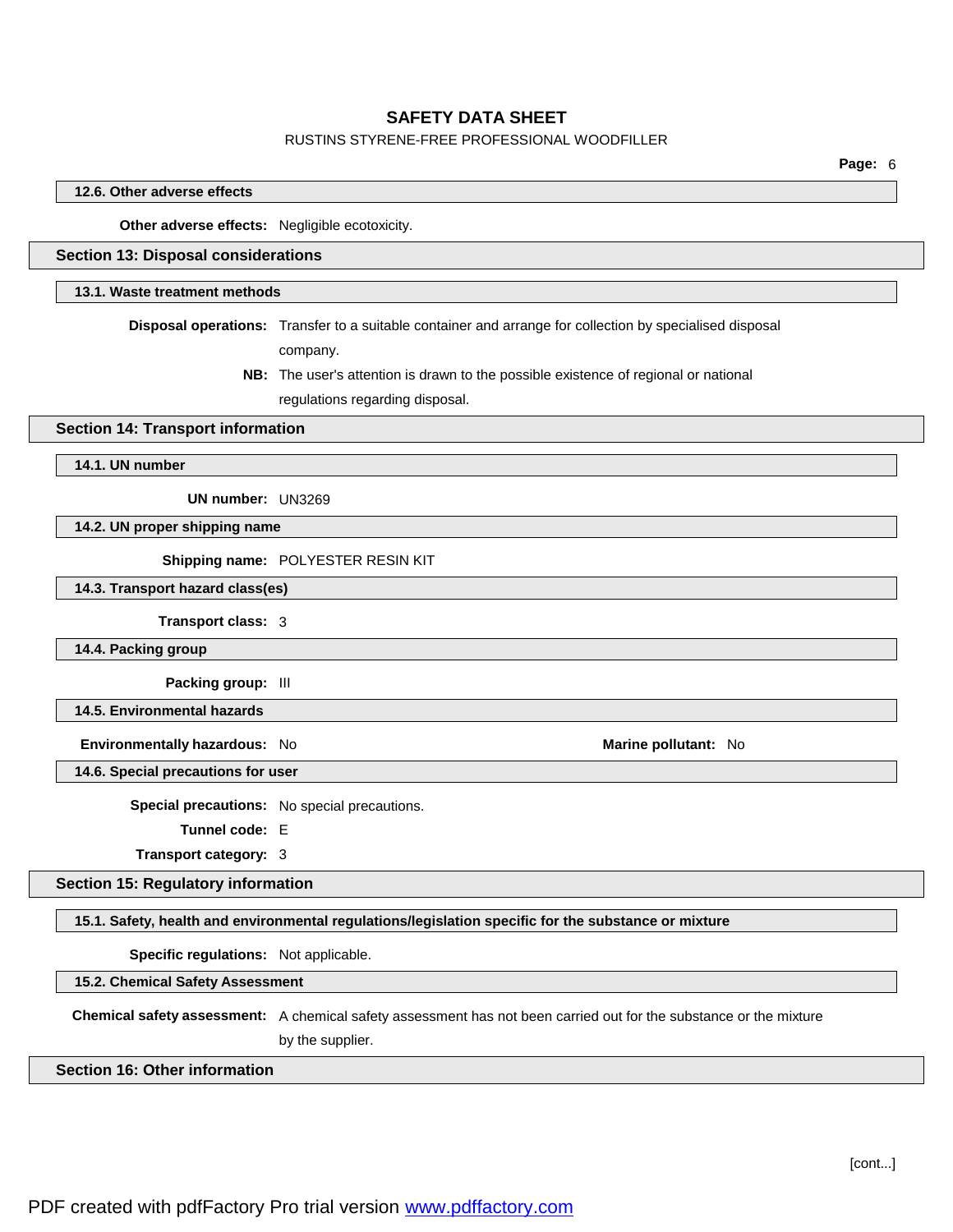### 12.6. Other adverse effects

**Other adverse effects:** Negligible ecotoxicity.

## Section 13: Disposal considerations

### 13.1. Waste treatment methods

**Disposal operations:** Transfer to a suitable container and arrange for collection by specialised disposal company.

**NB:** The user's attention is drawn to the possible existence of regional or national regulations regarding disposal.

## Section 14: Transport information

### 14.1. UN number

**UN number:** UN3269

### 14.2. UN proper shipping name

**Shipping name:** POLYESTER RESIN KIT

### 14.3. Transport hazard class(es)

**Transport class:** 3

### 14.4. Packing group

**Packing group:** III

### 14.5. Environmental hazards

**Environmentally hazardous:** No

**Marine pollutant:** No

### 14.6. Special precautions for user

**Special precautions:** No special precautions.

**Tunnel code:** E

**Transport category:** 3

## Section 15: Regulatory information

### 15.1. Safety, health and environmental regulations/legislation specific for the substance or mixture

**Specific regulations:** Not applicable.

### 15.2. Chemical Safety Assessment

**Chemical safety assessment:** A chemical safety assessment has not been carried out for the substance or the mixture by the supplier.

## Section 16: Other information

[cont...]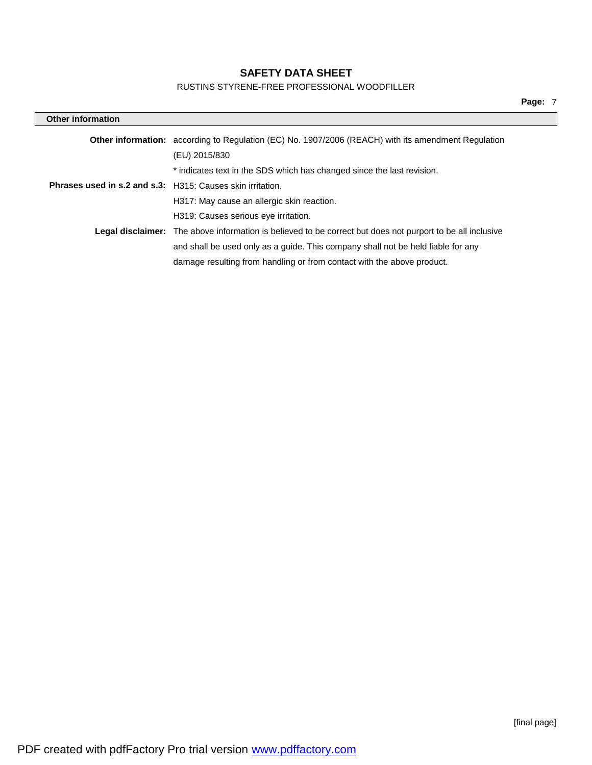## Other information

**Other information:** according to Regulation (EC) No. 1907/2006 (REACH) with its amendment Regulation (EU) 2015/830

* indicates text in the SDS which has changed since the last revision.

**Phrases used in s.2 and s.3:** H315: Causes skin irritation.

H317: May cause an allergic skin reaction.

H319: Causes serious eye irritation.

**Legal disclaimer:** The above information is believed to be correct but does not purport to be all inclusive and shall be used only as a guide. This company shall not be held liable for any damage resulting from handling or from contact with the above product.

[final page]